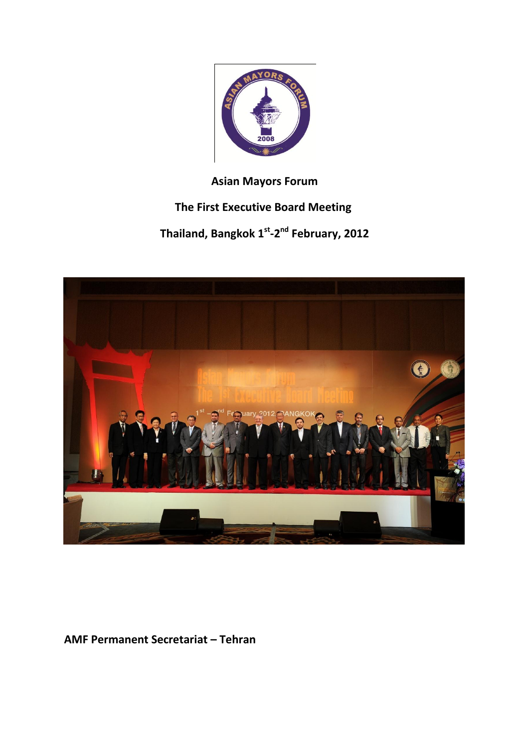**Asian Mayors Forum**

**The First Executive Board Meeting**

**Thailand, Bangkok 1st-2nd February, 2012**

**AMF Permanent Secretariat – Tehran**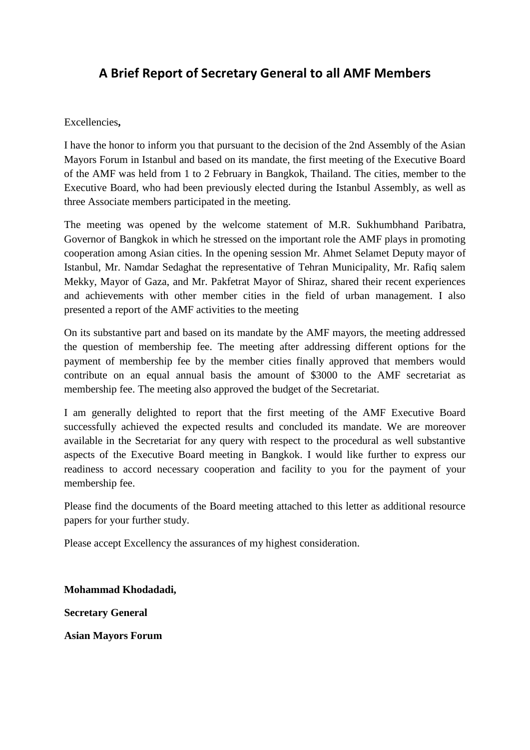# A Brief Report of Secretary General to all AMF Members

Excellencies**,**

I have the honor to inform you that pursuant to the decision of the 2nd Assembly of the Asian Mayors Forum in Istanbul and based on its mandate, the first meeting of the Executive Board of the AMF was held from 1 to 2 February in Bangkok, Thailand. The cities, member to the Executive Board, who had been previously elected during the Istanbul Assembly, as well as three Associate members participated in the meeting.

The meeting was opened by the welcome statement of M.R. Sukhumbhand Paribatra, Governor of Bangkok in which he stressed on the important role the AMF plays in promoting cooperation among Asian cities. In the opening session Mr. Ahmet Selamet Deputy mayor of Istanbul, Mr. Namdar Sedaghat the representative of Tehran Municipality, Mr. Rafiq salem Mekky, Mayor of Gaza, and Mr. Pakfetrat Mayor of Shiraz, shared their recent experiences and achievements with other member cities in the field of urban management. I also presented a report of the AMF activities to the meeting

On its substantive part and based on its mandate by the AMF mayors, the meeting addressed the question of membership fee. The meeting after addressing different options for the payment of membership fee by the member cities finally approved that members would contribute on an equal annual basis the amount of $3000 to the AMF secretariat as membership fee. The meeting also approved the budget of the Secretariat.

I am generally delighted to report that the first meeting of the AMF Executive Board successfully achieved the expected results and concluded its mandate. We are moreover available in the Secretariat for any query with respect to the procedural as well substantive aspects of the Executive Board meeting in Bangkok. I would like further to express our readiness to accord necessary cooperation and facility to you for the payment of your membership fee.

Please find the documents of the Board meeting attached to this letter as additional resource papers for your further study.

Please accept Excellency the assurances of my highest consideration.

**Mohammad Khodadadi,**

**Secretary General**

**Asian Mayors Forum**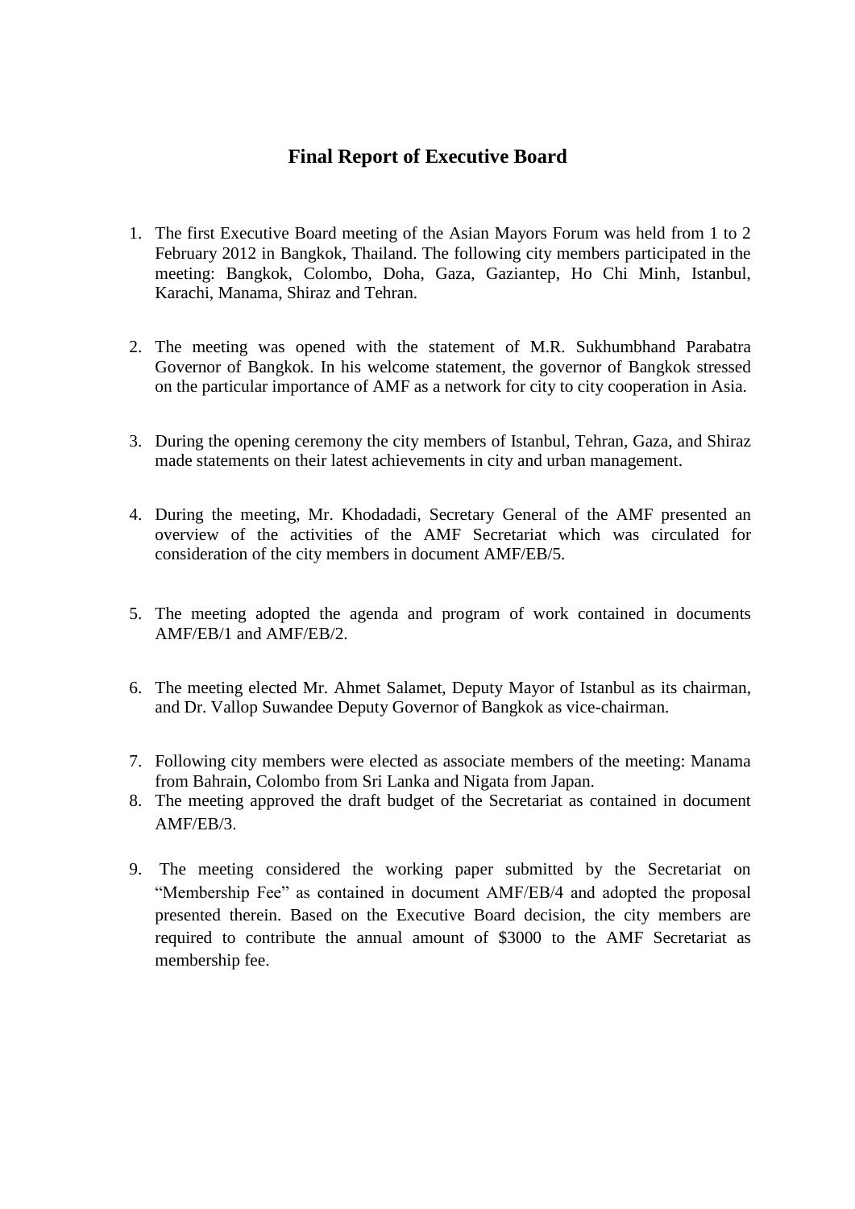# Final Report of Executive Board

1. The first Executive Board meeting of the Asian Mayors Forum was held from 1 to 2 February 2012 in Bangkok, Thailand. The following city members participated in the meeting: Bangkok, Colombo, Doha, Gaza, Gaziantep, Ho Chi Minh, Istanbul, Karachi, Manama, Shiraz and Tehran.

2. The meeting was opened with the statement of M.R. Sukhumbhand Parabatra Governor of Bangkok. In his welcome statement, the governor of Bangkok stressed on the particular importance of AMF as a network for city to city cooperation in Asia.

3. During the opening ceremony the city members of Istanbul, Tehran, Gaza, and Shiraz made statements on their latest achievements in city and urban management.

4. During the meeting, Mr. Khodadadi, Secretary General of the AMF presented an overview of the activities of the AMF Secretariat which was circulated for consideration of the city members in document AMF/EB/5.

5. The meeting adopted the agenda and program of work contained in documents AMF/EB/1 and AMF/EB/2.

6. The meeting elected Mr. Ahmet Salamet, Deputy Mayor of Istanbul as its chairman, and Dr. Vallop Suwandee Deputy Governor of Bangkok as vice-chairman.

7. Following city members were elected as associate members of the meeting: Manama from Bahrain, Colombo from Sri Lanka and Nigata from Japan.
8. The meeting approved the draft budget of the Secretariat as contained in document AMF/EB/3.

9. The meeting considered the working paper submitted by the Secretariat on "Membership Fee" as contained in document AMF/EB/4 and adopted the proposal presented therein. Based on the Executive Board decision, the city members are required to contribute the annual amount of $3000 to the AMF Secretariat as membership fee.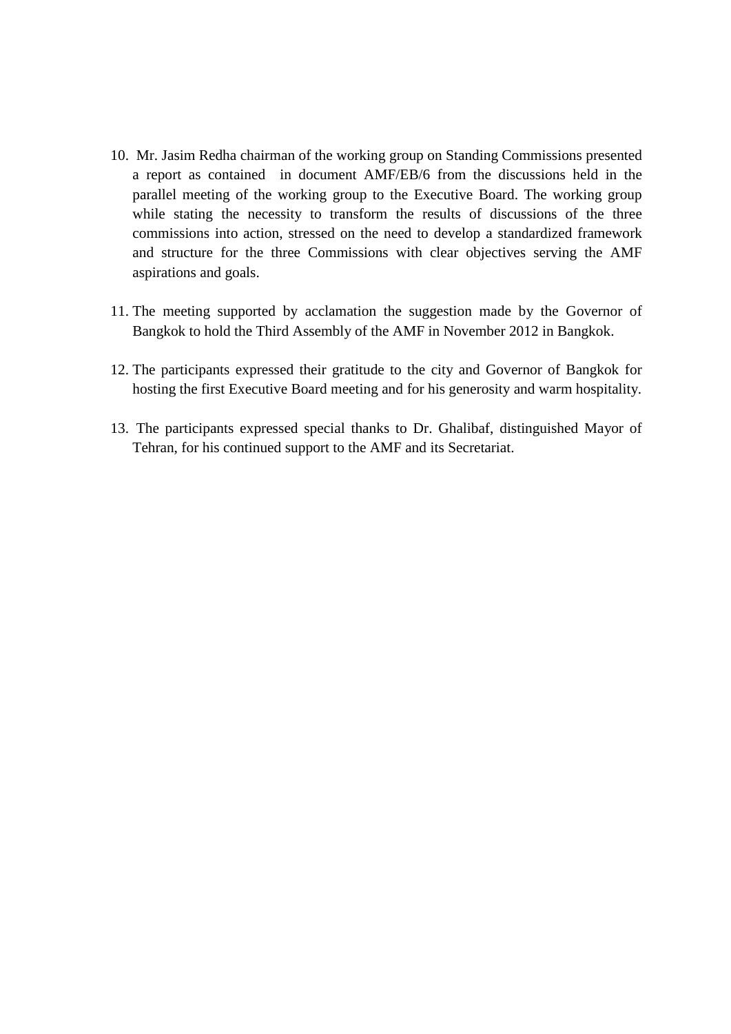10. Mr. Jasim Redha chairman of the working group on Standing Commissions presented a report as contained in document AMF/EB/6 from the discussions held in the parallel meeting of the working group to the Executive Board. The working group while stating the necessity to transform the results of discussions of the three commissions into action, stressed on the need to develop a standardized framework and structure for the three Commissions with clear objectives serving the AMF aspirations and goals.

11. The meeting supported by acclamation the suggestion made by the Governor of Bangkok to hold the Third Assembly of the AMF in November 2012 in Bangkok.

12. The participants expressed their gratitude to the city and Governor of Bangkok for hosting the first Executive Board meeting and for his generosity and warm hospitality.

13. The participants expressed special thanks to Dr. Ghalibaf, distinguished Mayor of Tehran, for his continued support to the AMF and its Secretariat.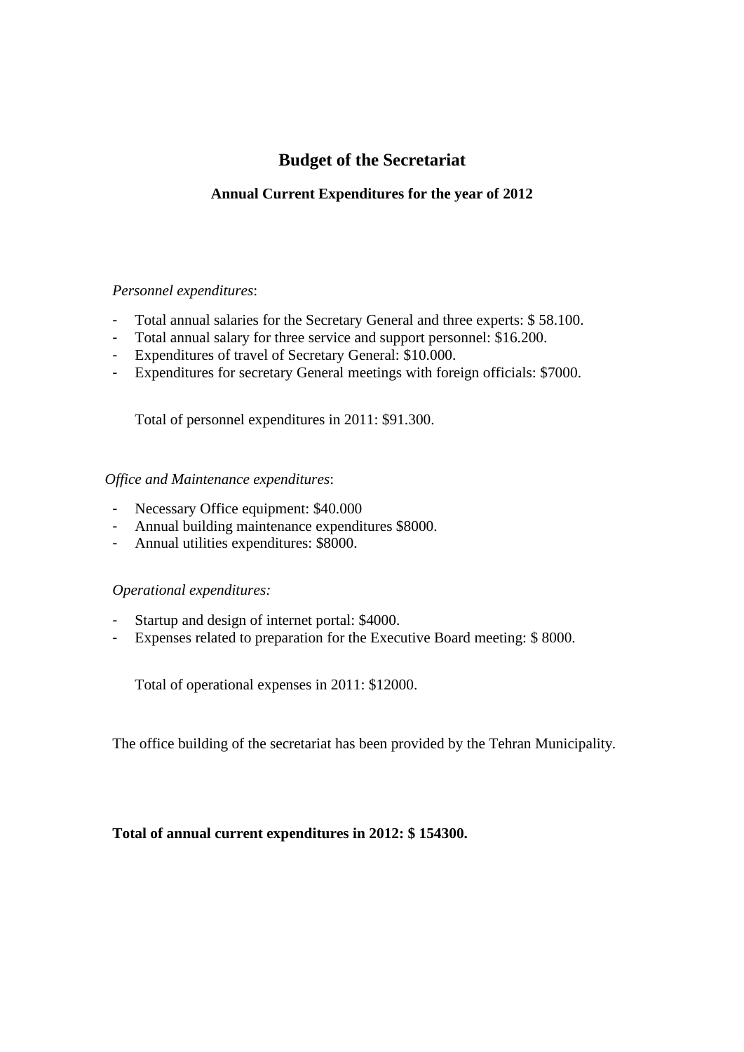## Budget of the Secretariat

### Annual Current Expenditures for the year of 2012

*Personnel expenditures*:

- Total annual salaries for the Secretary General and three experts: $ 58.100.
- Total annual salary for three service and support personnel: $16.200.
- Expenditures of travel of Secretary General: $10.000.
- Expenditures for secretary General meetings with foreign officials: $7000.

Total of personnel expenditures in 2011: $91.300.

*Office and Maintenance expenditures*:

- Necessary Office equipment: $40.000
- Annual building maintenance expenditures $8000.
- Annual utilities expenditures: $8000.

*Operational expenditures:*

- Startup and design of internet portal: $4000.
- Expenses related to preparation for the Executive Board meeting: $ 8000.

Total of operational expenses in 2011: $12000.

The office building of the secretariat has been provided by the Tehran Municipality.

**Total of annual current expenditures in 2012: $ 154300.**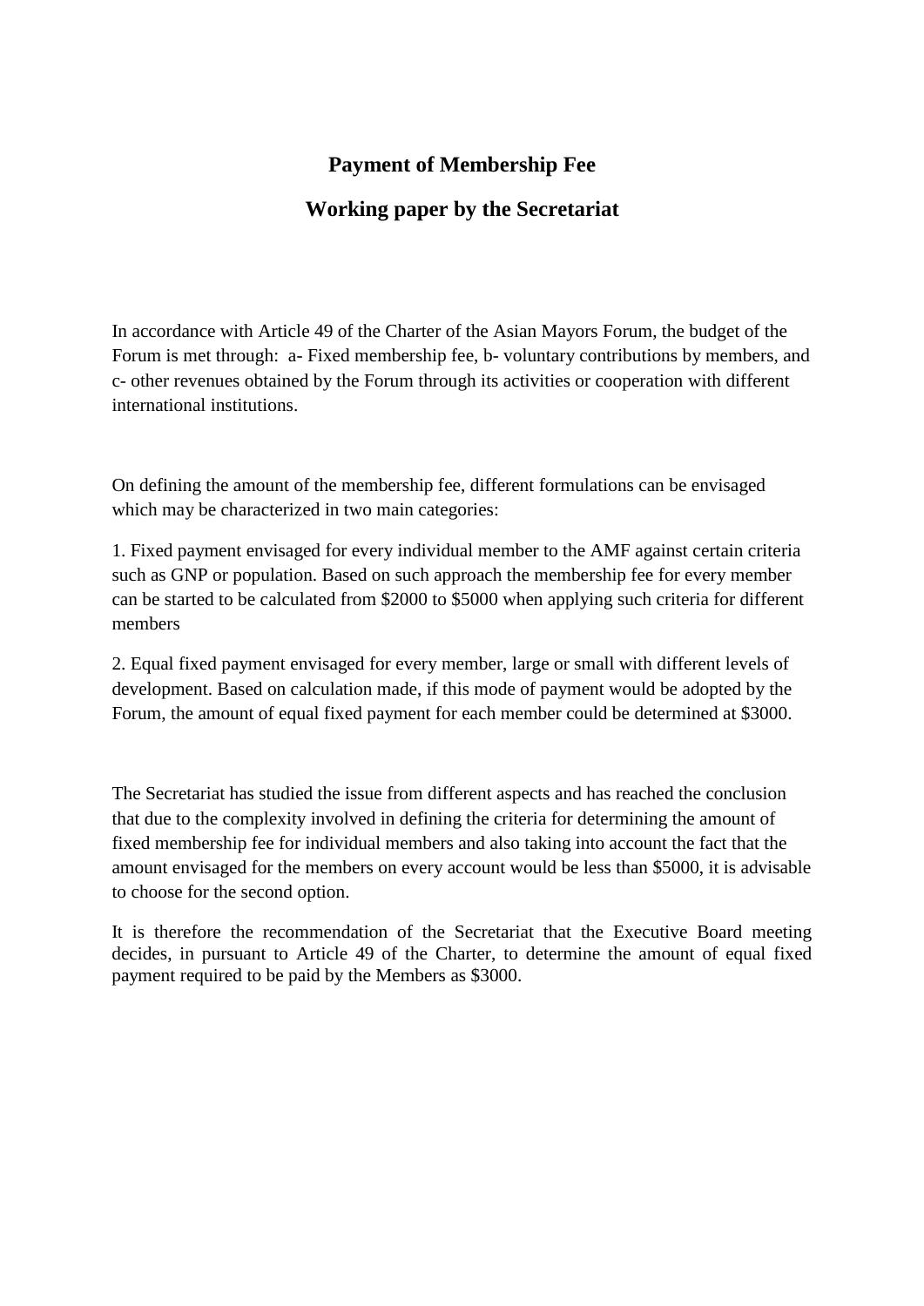## Payment of Membership Fee

## Working paper by the Secretariat

In accordance with Article 49 of the Charter of the Asian Mayors Forum, the budget of the Forum is met through: a- Fixed membership fee, b- voluntary contributions by members, and c- other revenues obtained by the Forum through its activities or cooperation with different international institutions.

On defining the amount of the membership fee, different formulations can be envisaged which may be characterized in two main categories:

1. Fixed payment envisaged for every individual member to the AMF against certain criteria such as GNP or population. Based on such approach the membership fee for every member can be started to be calculated from $2000 to $5000 when applying such criteria for different members

2. Equal fixed payment envisaged for every member, large or small with different levels of development. Based on calculation made, if this mode of payment would be adopted by the Forum, the amount of equal fixed payment for each member could be determined at $3000.

The Secretariat has studied the issue from different aspects and has reached the conclusion that due to the complexity involved in defining the criteria for determining the amount of fixed membership fee for individual members and also taking into account the fact that the amount envisaged for the members on every account would be less than $5000, it is advisable to choose for the second option.

It is therefore the recommendation of the Secretariat that the Executive Board meeting decides, in pursuant to Article 49 of the Charter, to determine the amount of equal fixed payment required to be paid by the Members as $3000.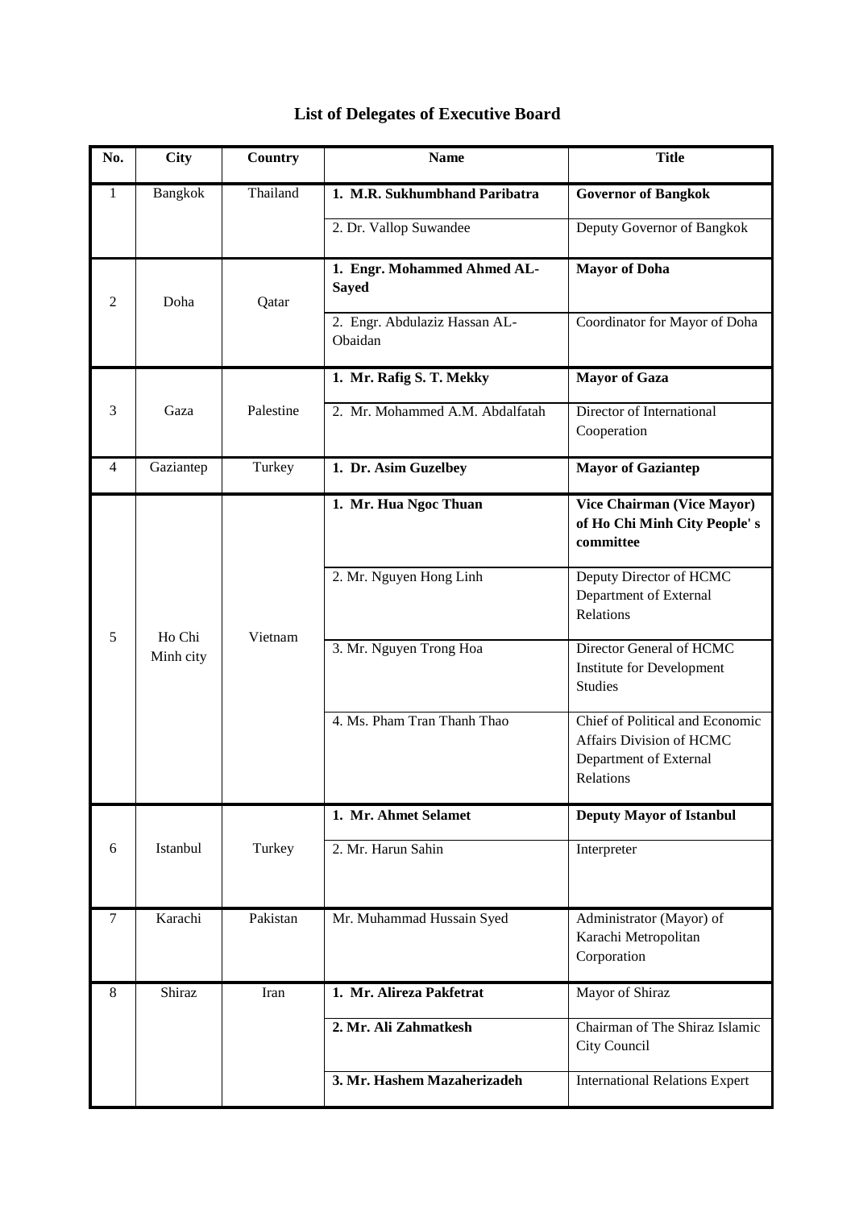# List of Delegates of Executive Board

| No. | City | Country | Name | Title |
|---|---|---|---|---|
| 1 | Bangkok | Thailand | **1. M.R. Sukhumbhand Paribatra** | **Governor of Bangkok** |
| | | | 2. Dr. Vallop Suwandee | Deputy Governor of Bangkok |
| 2 | Doha | Qatar | **1. Engr. Mohammed Ahmed AL-Sayed** | **Mayor of Doha** |
| | | | 2. Engr. Abdulaziz Hassan AL-Obaidan | Coordinator for Mayor of Doha |
| 3 | Gaza | Palestine | **1. Mr. Rafig S. T. Mekky** | **Mayor of Gaza** |
| | | | 2. Mr. Mohammed A.M. Abdalfatah | Director of International Cooperation |
| 4 | Gaziantep | Turkey | **1. Dr. Asim Guzelbey** | **Mayor of Gaziantep** |
| 5 | Ho Chi Minh city | Vietnam | **1. Mr. Hua Ngoc Thuan** | **Vice Chairman (Vice Mayor) of Ho Chi Minh City People' s committee** |
| | | | 2. Mr. Nguyen Hong Linh | Deputy Director of HCMC Department of External Relations |
| | | | 3. Mr. Nguyen Trong Hoa | Director General of HCMC Institute for Development Studies |
| | | | 4. Ms. Pham Tran Thanh Thao | Chief of Political and Economic Affairs Division of HCMC Department of External Relations |
| 6 | Istanbul | Turkey | **1. Mr. Ahmet Selamet** | **Deputy Mayor of Istanbul** |
| | | | 2. Mr. Harun Sahin | Interpreter |
| 7 | Karachi | Pakistan | Mr. Muhammad Hussain Syed | Administrator (Mayor) of Karachi Metropolitan Corporation |
| 8 | Shiraz | Iran | **1. Mr. Alireza Pakfetrat** | Mayor of Shiraz |
| | | | **2. Mr. Ali Zahmatkesh** | Chairman of The Shiraz Islamic City Council |
| | | | **3. Mr. Hashem Mazaherizadeh** | International Relations Expert |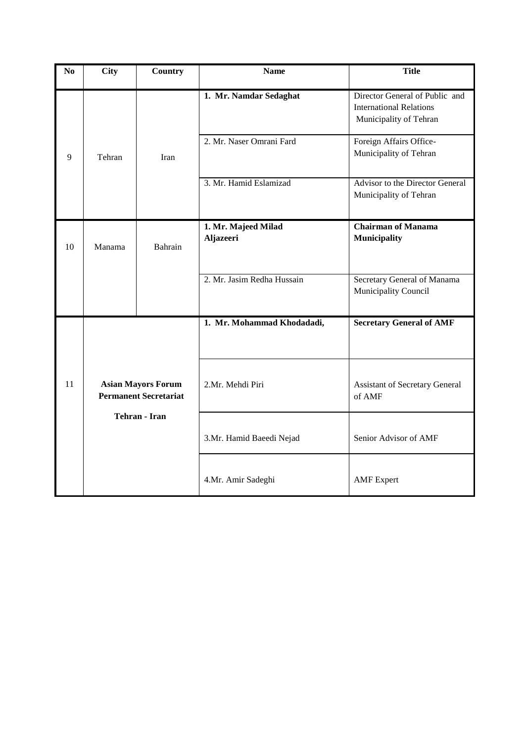| No | City | Country | Name | Title |
|---|---|---|---|---|
| 9 | Tehran | Iran | **1. Mr. Namdar Sedaghat** | Director General of Public and International Relations Municipality of Tehran |
| | | | 2. Mr. Naser Omrani Fard | Foreign Affairs Office- Municipality of Tehran |
| | | | 3. Mr. Hamid Eslamizad | Advisor to the Director General Municipality of Tehran |
| 10 | Manama | Bahrain | **1. Mr. Majeed Milad Aljazeeri** | **Chairman of Manama Municipality** |
| | | | 2. Mr. Jasim Redha Hussain | Secretary General of Manama Municipality Council |
| 11 | **Asian Mayors Forum Permanent Secretariat Tehran - Iran** | | **1. Mr. Mohammad Khodadadi,** | **Secretary General of AMF** |
| | | | 2.Mr. Mehdi Piri | Assistant of Secretary General of AMF |
| | | | 3.Mr. Hamid Baeedi Nejad | Senior Advisor of AMF |
| | | | 4.Mr. Amir Sadeghi | AMF Expert |